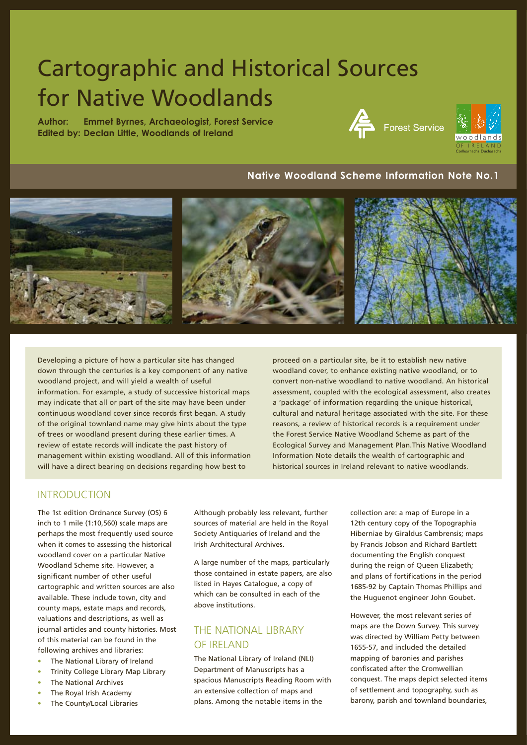# Cartographic and Historical Sources for Native Woodlands

**Author: Emmet Byrnes, Archaeologist, Forest Service**
**Edited by: Declan Little, Woodlands of Ireland**

Forest Service

woodlands OF IRELAND Coillearnacha Dúchasacha

**Native Woodland Scheme Information Note No.1**

Developing a picture of how a particular site has changed down through the centuries is a key component of any native woodland project, and will yield a wealth of useful information. For example, a study of successive historical maps may indicate that all or part of the site may have been under continuous woodland cover since records first began. A study of the original townland name may give hints about the type of trees or woodland present during these earlier times. A review of estate records will indicate the past history of management within existing woodland. All of this information will have a direct bearing on decisions regarding how best to proceed on a particular site, be it to establish new native woodland cover, to enhance existing native woodland, or to convert non-native woodland to native woodland. An historical assessment, coupled with the ecological assessment, also creates a 'package' of information regarding the unique historical, cultural and natural heritage associated with the site. For these reasons, a review of historical records is a requirement under the Forest Service Native Woodland Scheme as part of the Ecological Survey and Management Plan.This Native Woodland Information Note details the wealth of cartographic and historical sources in Ireland relevant to native woodlands.

## INTRODUCTION

The 1st edition Ordnance Survey (OS) 6 inch to 1 mile (1:10,560) scale maps are perhaps the most frequently used source when it comes to assessing the historical woodland cover on a particular Native Woodland Scheme site. However, a significant number of other useful cartographic and written sources are also available. These include town, city and county maps, estate maps and records, valuations and descriptions, as well as journal articles and county histories. Most of this material can be found in the following archives and libraries:

- The National Library of Ireland
- Trinity College Library Map Library
- The National Archives
- The Royal Irish Academy
- The County/Local Libraries

Although probably less relevant, further sources of material are held in the Royal Society Antiquaries of Ireland and the Irish Architectural Archives.

A large number of the maps, particularly those contained in estate papers, are also listed in Hayes Catalogue, a copy of which can be consulted in each of the above institutions.

## THE NATIONAL LIBRARY OF IRELAND

The National Library of Ireland (NLI) Department of Manuscripts has a spacious Manuscripts Reading Room with an extensive collection of maps and plans. Among the notable items in the collection are: a map of Europe in a 12th century copy of the Topographia Hiberniae by Giraldus Cambrensis; maps by Francis Jobson and Richard Bartlett documenting the English conquest during the reign of Queen Elizabeth; and plans of fortifications in the period 1685-92 by Captain Thomas Phillips and the Huguenot engineer John Goubet.

However, the most relevant series of maps are the Down Survey. This survey was directed by William Petty between 1655-57, and included the detailed mapping of baronies and parishes confiscated after the Cromwellian conquest. The maps depict selected items of settlement and topography, such as barony, parish and townland boundaries,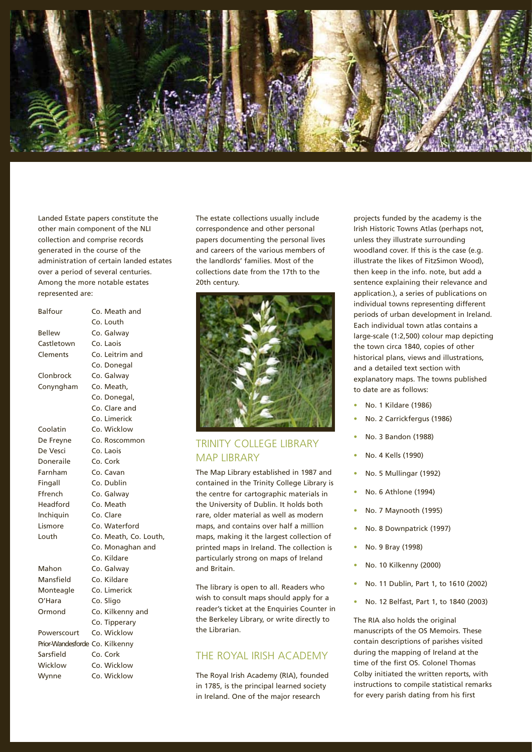Landed Estate papers constitute the other main component of the NLI collection and comprise records generated in the course of the administration of certain landed estates over a period of several centuries. Among the more notable estates represented are:

| | |
|---|---|
| Balfour | Co. Meath and Co. Louth |
| Bellew | Co. Galway |
| Castletown | Co. Laois |
| Clements | Co. Leitrim and Co. Donegal |
| Clonbrock | Co. Galway |
| Conyngham | Co. Meath, Co. Donegal, Co. Clare and Co. Limerick |
| Coolatin | Co. Wicklow |
| De Freyne | Co. Roscommon |
| De Vesci | Co. Laois |
| Doneraile | Co. Cork |
| Farnham | Co. Cavan |
| Fingall | Co. Dublin |
| Ffrench | Co. Galway |
| Headford | Co. Meath |
| Inchiquin | Co. Clare |
| Lismore | Co. Waterford |
| Louth | Co. Meath, Co. Louth, Co. Monaghan and Co. Kildare |
| Mahon | Co. Galway |
| Mansfield | Co. Kildare |
| Monteagle | Co. Limerick |
| O'Hara | Co. Sligo |
| Ormond | Co. Kilkenny and Co. Tipperary |
| Powerscourt | Co. Wicklow |
| Prior-Wandesforde | Co. Kilkenny |
| Sarsfield | Co. Cork |
| Wicklow | Co. Wicklow |
| Wynne | Co. Wicklow |

The estate collections usually include correspondence and other personal papers documenting the personal lives and careers of the various members of the landlords' families. Most of the collections date from the 17th to the 20th century.

## TRINITY COLLEGE LIBRARY MAP LIBRARY

The Map Library established in 1987 and contained in the Trinity College Library is the centre for cartographic materials in the University of Dublin. It holds both rare, older material as well as modern maps, and contains over half a million maps, making it the largest collection of printed maps in Ireland. The collection is particularly strong on maps of Ireland and Britain.

The library is open to all. Readers who wish to consult maps should apply for a reader's ticket at the Enquiries Counter in the Berkeley Library, or write directly to the Librarian.

## THE ROYAL IRISH ACADEMY

The Royal Irish Academy (RIA), founded in 1785, is the principal learned society in Ireland. One of the major research projects funded by the academy is the Irish Historic Towns Atlas (perhaps not, unless they illustrate surrounding woodland cover. If this is the case (e.g. illustrate the likes of FitzSimon Wood), then keep in the info. note, but add a sentence explaining their relevance and application.), a series of publications on individual towns representing different periods of urban development in Ireland. Each individual town atlas contains a large-scale (1:2,500) colour map depicting the town circa 1840, copies of other historical plans, views and illustrations, and a detailed text section with explanatory maps. The towns published to date are as follows:

- No. 1 Kildare (1986)
- No. 2 Carrickfergus (1986)
- No. 3 Bandon (1988)
- No. 4 Kells (1990)
- No. 5 Mullingar (1992)
- No. 6 Athlone (1994)
- No. 7 Maynooth (1995)
- No. 8 Downpatrick (1997)
- No. 9 Bray (1998)
- No. 10 Kilkenny (2000)
- No. 11 Dublin, Part 1, to 1610 (2002)
- No. 12 Belfast, Part 1, to 1840 (2003)

The RIA also holds the original manuscripts of the OS Memoirs. These contain descriptions of parishes visited during the mapping of Ireland at the time of the first OS. Colonel Thomas Colby initiated the written reports, with instructions to compile statistical remarks for every parish dating from his first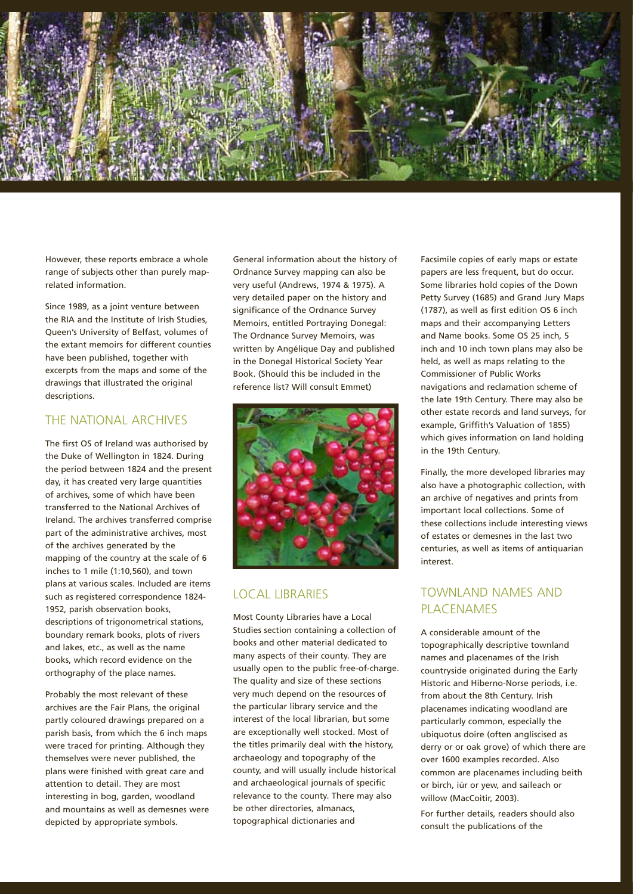However, these reports embrace a whole range of subjects other than purely map-related information.

Since 1989, as a joint venture between the RIA and the Institute of Irish Studies, Queen's University of Belfast, volumes of the extant memoirs for different counties have been published, together with excerpts from the maps and some of the drawings that illustrated the original descriptions.

## THE NATIONAL ARCHIVES

The first OS of Ireland was authorised by the Duke of Wellington in 1824. During the period between 1824 and the present day, it has created very large quantities of archives, some of which have been transferred to the National Archives of Ireland. The archives transferred comprise part of the administrative archives, most of the archives generated by the mapping of the country at the scale of 6 inches to 1 mile (1:10,560), and town plans at various scales. Included are items such as registered correspondence 1824-1952, parish observation books, descriptions of trigonometrical stations, boundary remark books, plots of rivers and lakes, etc., as well as the name books, which record evidence on the orthography of the place names.

Probably the most relevant of these archives are the Fair Plans, the original partly coloured drawings prepared on a parish basis, from which the 6 inch maps were traced for printing. Although they themselves were never published, the plans were finished with great care and attention to detail. They are most interesting in bog, garden, woodland and mountains as well as demesnes were depicted by appropriate symbols.

General information about the history of Ordnance Survey mapping can also be very useful (Andrews, 1974 & 1975). A very detailed paper on the history and significance of the Ordnance Survey Memoirs, entitled Portraying Donegal: The Ordnance Survey Memoirs, was written by Angélique Day and published in the Donegal Historical Society Year Book. (Should this be included in the reference list? Will consult Emmet)

## LOCAL LIBRARIES

Most County Libraries have a Local Studies section containing a collection of books and other material dedicated to many aspects of their county. They are usually open to the public free-of-charge. The quality and size of these sections very much depend on the resources of the particular library service and the interest of the local librarian, but some are exceptionally well stocked. Most of the titles primarily deal with the history, archaeology and topography of the county, and will usually include historical and archaeological journals of specific relevance to the county. There may also be other directories, almanacs, topographical dictionaries and

Facsimile copies of early maps or estate papers are less frequent, but do occur. Some libraries hold copies of the Down Petty Survey (1685) and Grand Jury Maps (1787), as well as first edition OS 6 inch maps and their accompanying Letters and Name books. Some OS 25 inch, 5 inch and 10 inch town plans may also be held, as well as maps relating to the Commissioner of Public Works navigations and reclamation scheme of the late 19th Century. There may also be other estate records and land surveys, for example, Griffith's Valuation of 1855) which gives information on land holding in the 19th Century.

Finally, the more developed libraries may also have a photographic collection, with an archive of negatives and prints from important local collections. Some of these collections include interesting views of estates or demesnes in the last two centuries, as well as items of antiquarian interest.

## TOWNLAND NAMES AND PLACENAMES

A considerable amount of the topographically descriptive townland names and placenames of the Irish countryside originated during the Early Historic and Hiberno-Norse periods, i.e. from about the 8th Century. Irish placenames indicating woodland are particularly common, especially the ubiquotus doire (often angliscised as derry or or oak grove) of which there are over 1600 examples recorded. Also common are placenames including beith or birch, iúr or yew, and saileach or willow (MacCoitir, 2003).

For further details, readers should also consult the publications of the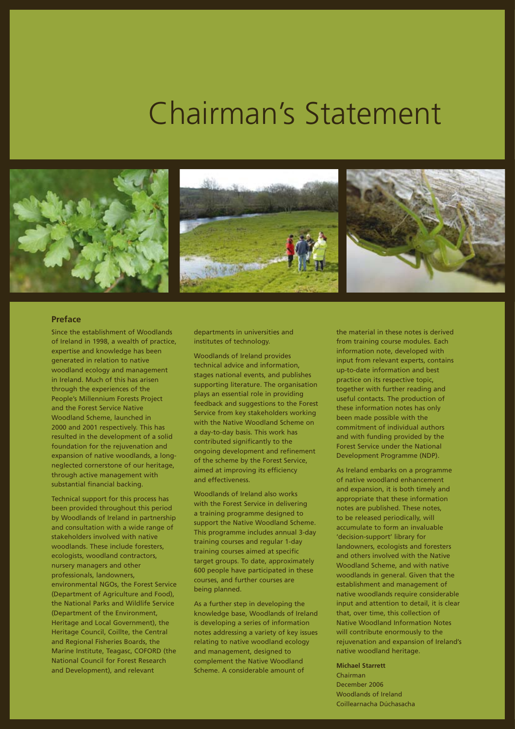# Chairman's Statement

## Preface

Since the establishment of Woodlands of Ireland in 1998, a wealth of practice, expertise and knowledge has been generated in relation to native woodland ecology and management in Ireland. Much of this has arisen through the experiences of the People's Millennium Forests Project and the Forest Service Native Woodland Scheme, launched in 2000 and 2001 respectively. This has resulted in the development of a solid foundation for the rejuvenation and expansion of native woodlands, a long-neglected cornerstone of our heritage, through active management with substantial financial backing.

Technical support for this process has been provided throughout this period by Woodlands of Ireland in partnership and consultation with a wide range of stakeholders involved with native woodlands. These include foresters, ecologists, woodland contractors, nursery managers and other professionals, landowners, environmental NGOs, the Forest Service (Department of Agriculture and Food), the National Parks and Wildlife Service (Department of the Environment, Heritage and Local Government), the Heritage Council, Coillte, the Central and Regional Fisheries Boards, the Marine Institute, Teagasc, COFORD (the National Council for Forest Research and Development), and relevant departments in universities and institutes of technology.

Woodlands of Ireland provides technical advice and information, stages national events, and publishes supporting literature. The organisation plays an essential role in providing feedback and suggestions to the Forest Service from key stakeholders working with the Native Woodland Scheme on a day-to-day basis. This work has contributed significantly to the ongoing development and refinement of the scheme by the Forest Service, aimed at improving its efficiency and effectiveness.

Woodlands of Ireland also works with the Forest Service in delivering a training programme designed to support the Native Woodland Scheme. This programme includes annual 3-day training courses and regular 1-day training courses aimed at specific target groups. To date, approximately 600 people have participated in these courses, and further courses are being planned.

As a further step in developing the knowledge base, Woodlands of Ireland is developing a series of information notes addressing a variety of key issues relating to native woodland ecology and management, designed to complement the Native Woodland Scheme. A considerable amount of the material in these notes is derived from training course modules. Each information note, developed with input from relevant experts, contains up-to-date information and best practice on its respective topic, together with further reading and useful contacts. The production of these information notes has only been made possible with the commitment of individual authors and with funding provided by the Forest Service under the National Development Programme (NDP).

As Ireland embarks on a programme of native woodland enhancement and expansion, it is both timely and appropriate that these information notes are published. These notes, to be released periodically, will accumulate to form an invaluable 'decision-support' library for landowners, ecologists and foresters and others involved with the Native Woodland Scheme, and with native woodlands in general. Given that the establishment and management of native woodlands require considerable input and attention to detail, it is clear that, over time, this collection of Native Woodland Information Notes will contribute enormously to the rejuvenation and expansion of Ireland's native woodland heritage.

**Michael Starrett**
Chairman
December 2006
Woodlands of Ireland
Coillearnacha Dúchasacha